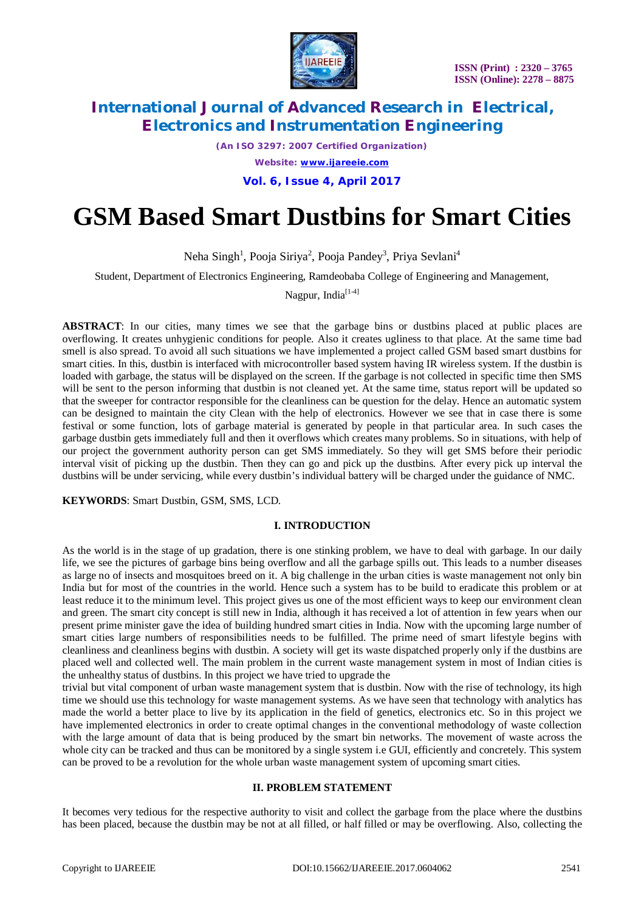# GSM Based Smart Dustbins for Smart Cities

Neha Singh[1], Pooja Siriya[2], Pooja Pandey[3], Priya Sevlani[4]

Student, Department of Electronics Engineering, Ramdeobaba College of Engineering and Management, Nagpur, India[1-4]

**ABSTRACT**: In our cities, many times we see that the garbage bins or dustbins placed at public places are overflowing. It creates unhygienic conditions for people. Also it creates ugliness to that place. At the same time bad smell is also spread. To avoid all such situations we have implemented a project called GSM based smart dustbins for smart cities. In this, dustbin is interfaced with microcontroller based system having IR wireless system. If the dustbin is loaded with garbage, the status will be displayed on the screen. If the garbage is not collected in specific time then SMS will be sent to the person informing that dustbin is not cleaned yet. At the same time, status report will be updated so that the sweeper for contractor responsible for the cleanliness can be question for the delay. Hence an automatic system can be designed to maintain the city Clean with the help of electronics. However we see that in case there is some festival or some function, lots of garbage material is generated by people in that particular area. In such cases the garbage dustbin gets immediately full and then it overflows which creates many problems. So in situations, with help of our project the government authority person can get SMS immediately. So they will get SMS before their periodic interval visit of picking up the dustbin. Then they can go and pick up the dustbins. After every pick up interval the dustbins will be under servicing, while every dustbin's individual battery will be charged under the guidance of NMC.

**KEYWORDS**: Smart Dustbin, GSM, SMS, LCD.

## I. INTRODUCTION

As the world is in the stage of up gradation, there is one stinking problem, we have to deal with garbage. In our daily life, we see the pictures of garbage bins being overflow and all the garbage spills out. This leads to a number diseases as large no of insects and mosquitoes breed on it. A big challenge in the urban cities is waste management not only bin India but for most of the countries in the world. Hence such a system has to be build to eradicate this problem or at least reduce it to the minimum level. This project gives us one of the most efficient ways to keep our environment clean and green. The smart city concept is still new in India, although it has received a lot of attention in few years when our present prime minister gave the idea of building hundred smart cities in India. Now with the upcoming large number of smart cities large numbers of responsibilities needs to be fulfilled. The prime need of smart lifestyle begins with cleanliness and cleanliness begins with dustbin. A society will get its waste dispatched properly only if the dustbins are placed well and collected well. The main problem in the current waste management system in most of Indian cities is the unhealthy status of dustbins. In this project we have tried to upgrade the trivial but vital component of urban waste management system that is dustbin. Now with the rise of technology, its high time we should use this technology for waste management systems. As we have seen that technology with analytics has made the world a better place to live by its application in the field of genetics, electronics etc. So in this project we have implemented electronics in order to create optimal changes in the conventional methodology of waste collection with the large amount of data that is being produced by the smart bin networks. The movement of waste across the whole city can be tracked and thus can be monitored by a single system i.e GUI, efficiently and concretely. This system can be proved to be a revolution for the whole urban waste management system of upcoming smart cities.

## II. PROBLEM STATEMENT

It becomes very tedious for the respective authority to visit and collect the garbage from the place where the dustbins has been placed, because the dustbin may be not at all filled, or half filled or may be overflowing. Also, collecting the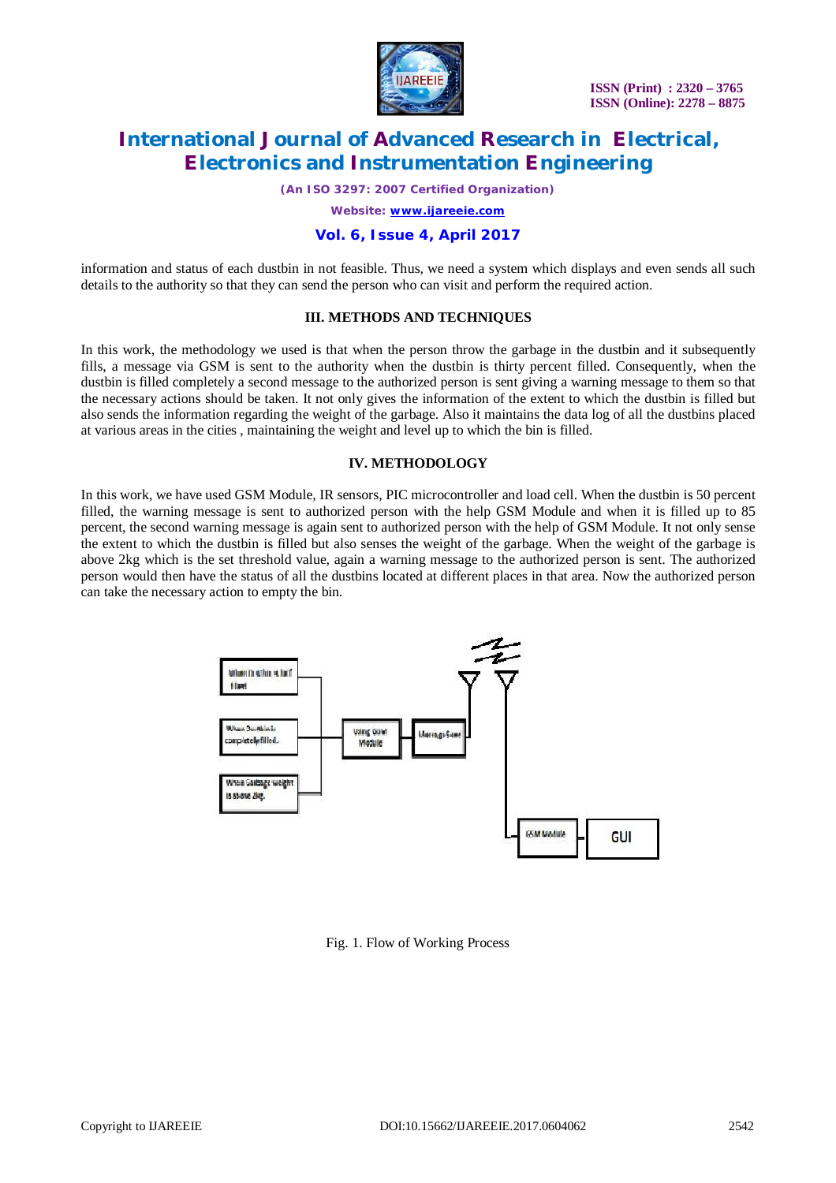information and status of each dustbin in not feasible. Thus, we need a system which displays and even sends all such details to the authority so that they can send the person who can visit and perform the required action.

## III. METHODS AND TECHNIQUES

In this work, the methodology we used is that when the person throw the garbage in the dustbin and it subsequently fills, a message via GSM is sent to the authority when the dustbin is thirty percent filled. Consequently, when the dustbin is filled completely a second message to the authorized person is sent giving a warning message to them so that the necessary actions should be taken. It not only gives the information of the extent to which the dustbin is filled but also sends the information regarding the weight of the garbage. Also it maintains the data log of all the dustbins placed at various areas in the cities , maintaining the weight and level up to which the bin is filled.

## IV. METHODOLOGY

In this work, we have used GSM Module, IR sensors, PIC microcontroller and load cell. When the dustbin is 50 percent filled, the warning message is sent to authorized person with the help GSM Module and when it is filled up to 85 percent, the second warning message is again sent to authorized person with the help of GSM Module. It not only sense the extent to which the dustbin is filled but also senses the weight of the garbage. When the weight of the garbage is above 2kg which is the set threshold value, again a warning message to the authorized person is sent. The authorized person would then have the status of all the dustbins located at different places in that area. Now the authorized person can take the necessary action to empty the bin.

Fig. 1. Flow of Working Process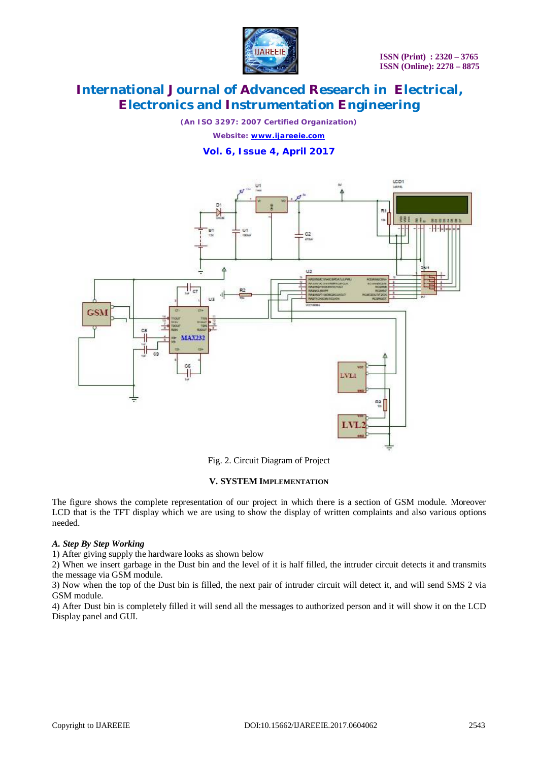Fig. 2. Circuit Diagram of Project

## V. SYSTEM IMPLEMENTATION

The figure shows the complete representation of our project in which there is a section of GSM module. Moreover LCD that is the TFT display which we are using to show the display of written complaints and also various options needed.

### *A. Step By Step Working*

1) After giving supply the hardware looks as shown below

2) When we insert garbage in the Dust bin and the level of it is half filled, the intruder circuit detects it and transmits the message via GSM module.

3) Now when the top of the Dust bin is filled, the next pair of intruder circuit will detect it, and will send SMS 2 via GSM module.

4) After Dust bin is completely filled it will send all the messages to authorized person and it will show it on the LCD Display panel and GUI.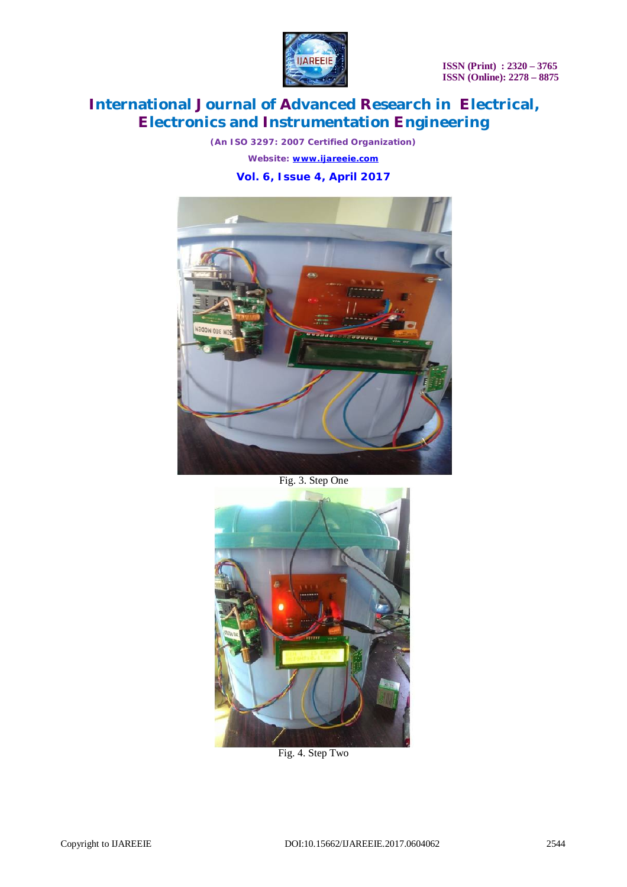Fig. 3. Step One

Fig. 4. Step Two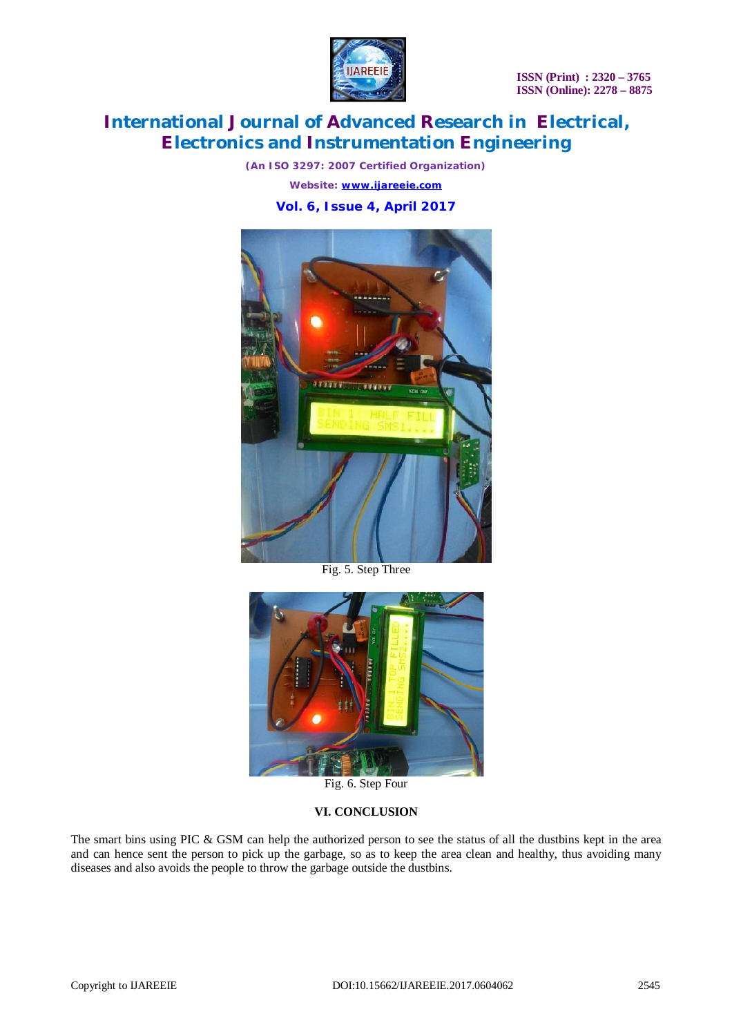Fig. 5. Step Three

Fig. 6. Step Four

## VI. CONCLUSION

The smart bins using PIC & GSM can help the authorized person to see the status of all the dustbins kept in the area and can hence sent the person to pick up the garbage, so as to keep the area clean and healthy, thus avoiding many diseases and also avoids the people to throw the garbage outside the dustbins.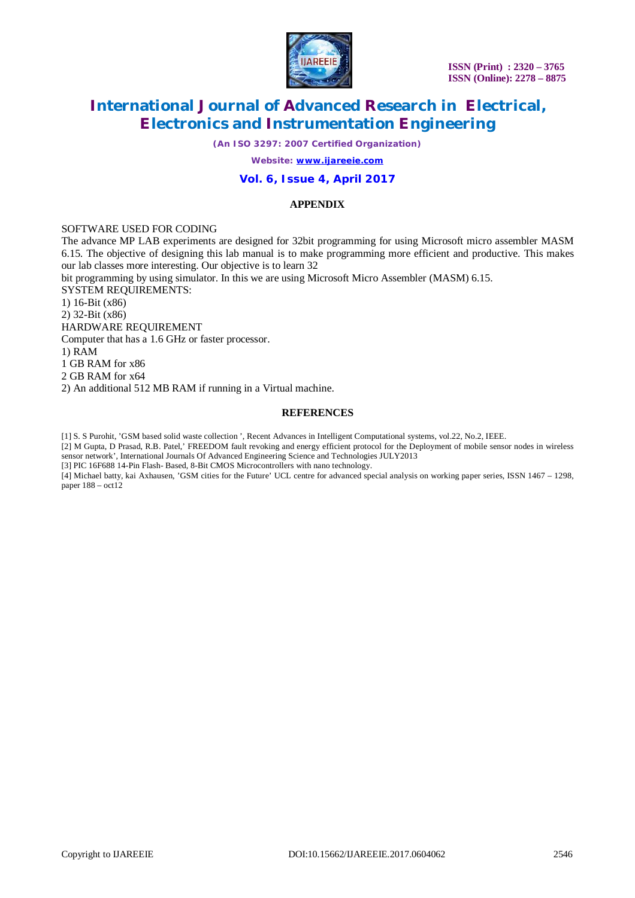## APPENDIX

SOFTWARE USED FOR CODING

The advance MP LAB experiments are designed for 32bit programming for using Microsoft micro assembler MASM 6.15. The objective of designing this lab manual is to make programming more efficient and productive. This makes our lab classes more interesting. Our objective is to learn 32
bit programming by using simulator. In this we are using Microsoft Micro Assembler (MASM) 6.15.

SYSTEM REQUIREMENTS:

1) 16-Bit (x86)
2) 32-Bit (x86)

HARDWARE REQUIREMENT

Computer that has a 1.6 GHz or faster processor.

1) RAM

1 GB RAM for x86

2 GB RAM for x64

2) An additional 512 MB RAM if running in a Virtual machine.

## REFERENCES

[1] S. S Purohit, 'GSM based solid waste collection ', Recent Advances in Intelligent Computational systems, vol.22, No.2, IEEE.

[2] M Gupta, D Prasad, R.B. Patel,' FREEDOM fault revoking and energy efficient protocol for the Deployment of mobile sensor nodes in wireless sensor network', International Journals Of Advanced Engineering Science and Technologies JULY2013

[3] PIC 16F688 14-Pin Flash- Based, 8-Bit CMOS Microcontrollers with nano technology.

[4] Michael batty, kai Axhausen, 'GSM cities for the Future' UCL centre for advanced special analysis on working paper series, ISSN 1467 – 1298, paper 188 – oct12